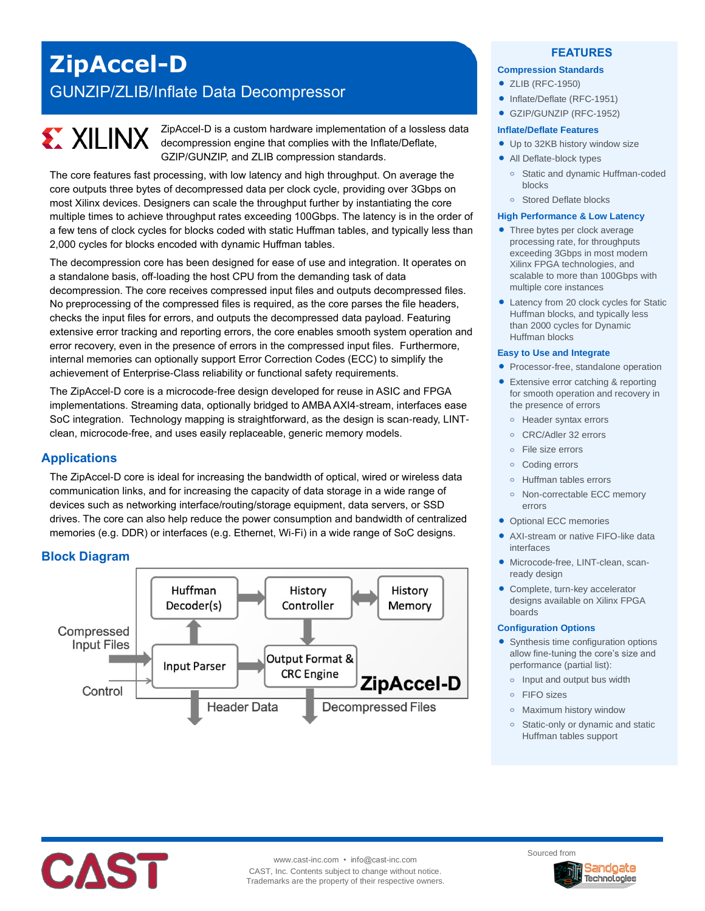# ZipAccel-D

## GUNZIP/ZLIB/Inflate Data Decompressor

XILINX

ZipAccel-D is a custom hardware implementation of a lossless data decompression engine that complies with the Inflate/Deflate, GZIP/GUNZIP, and ZLIB compression standards.

The core features fast processing, with low latency and high throughput. On average the core outputs three bytes of decompressed data per clock cycle, providing over 3Gbps on most Xilinx devices. Designers can scale the throughput further by instantiating the core multiple times to achieve throughput rates exceeding 100Gbps. The latency is in the order of a few tens of clock cycles for blocks coded with static Huffman tables, and typically less than 2,000 cycles for blocks encoded with dynamic Huffman tables.

The decompression core has been designed for ease of use and integration. It operates on a standalone basis, off-loading the host CPU from the demanding task of data decompression. The core receives compressed input files and outputs decompressed files. No preprocessing of the compressed files is required, as the core parses the file headers, checks the input files for errors, and outputs the decompressed data payload. Featuring extensive error tracking and reporting errors, the core enables smooth system operation and error recovery, even in the presence of errors in the compressed input files. Furthermore, internal memories can optionally support Error Correction Codes (ECC) to simplify the achievement of Enterprise-Class reliability or functional safety requirements.

The ZipAccel-D core is a microcode-free design developed for reuse in ASIC and FPGA implementations. Streaming data, optionally bridged to AMBA AXI4-stream, interfaces ease SoC integration. Technology mapping is straightforward, as the design is scan-ready, LINT-clean, microcode-free, and uses easily replaceable, generic memory models.

## Applications

The ZipAccel-D core is ideal for increasing the bandwidth of optical, wired or wireless data communication links, and for increasing the capacity of data storage in a wide range of devices such as networking interface/routing/storage equipment, data servers, or SSD drives. The core can also help reduce the power consumption and bandwidth of centralized memories (e.g. DDR) or interfaces (e.g. Ethernet, Wi-Fi) in a wide range of SoC designs.

## Block Diagram

Huffman Decoder(s) | History Controller | History Memory | Compressed Input Files | Input Parser | Output Format & CRC Engine | ZipAccel-D | Control | Header Data | Decompressed Files

## FEATURES

### Compression Standards

- ZLIB (RFC-1950)
- Inflate/Deflate (RFC-1951)
- GZIP/GUNZIP (RFC-1952)

### Inflate/Deflate Features

- Up to 32KB history window size
- All Deflate-block types
  - Static and dynamic Huffman-coded blocks
  - Stored Deflate blocks

### High Performance & Low Latency

- Three bytes per clock average processing rate, for throughputs exceeding 3Gbps in most modern Xilinx FPGA technologies, and scalable to more than 100Gbps with multiple core instances
- Latency from 20 clock cycles for Static Huffman blocks, and typically less than 2000 cycles for Dynamic Huffman blocks

### Easy to Use and Integrate

- Processor-free, standalone operation
- Extensive error catching & reporting for smooth operation and recovery in the presence of errors
  - Header syntax errors
  - CRC/Adler 32 errors
  - File size errors
  - Coding errors
  - Huffman tables errors
  - Non-correctable ECC memory errors
- Optional ECC memories
- AXI-stream or native FIFO-like data interfaces
- Microcode-free, LINT-clean, scan-ready design
- Complete, turn-key accelerator designs available on Xilinx FPGA boards

### Configuration Options

- Synthesis time configuration options allow fine-tuning the core's size and performance (partial list):
  - Input and output bus width
  - FIFO sizes
  - Maximum history window
  - Static-only or dynamic and static Huffman tables support

CAST

www.cast-inc.com • info@cast-inc.com
CAST, Inc. Contents subject to change without notice.
Trademarks are the property of their respective owners.

Sourced from Sandgate Technologies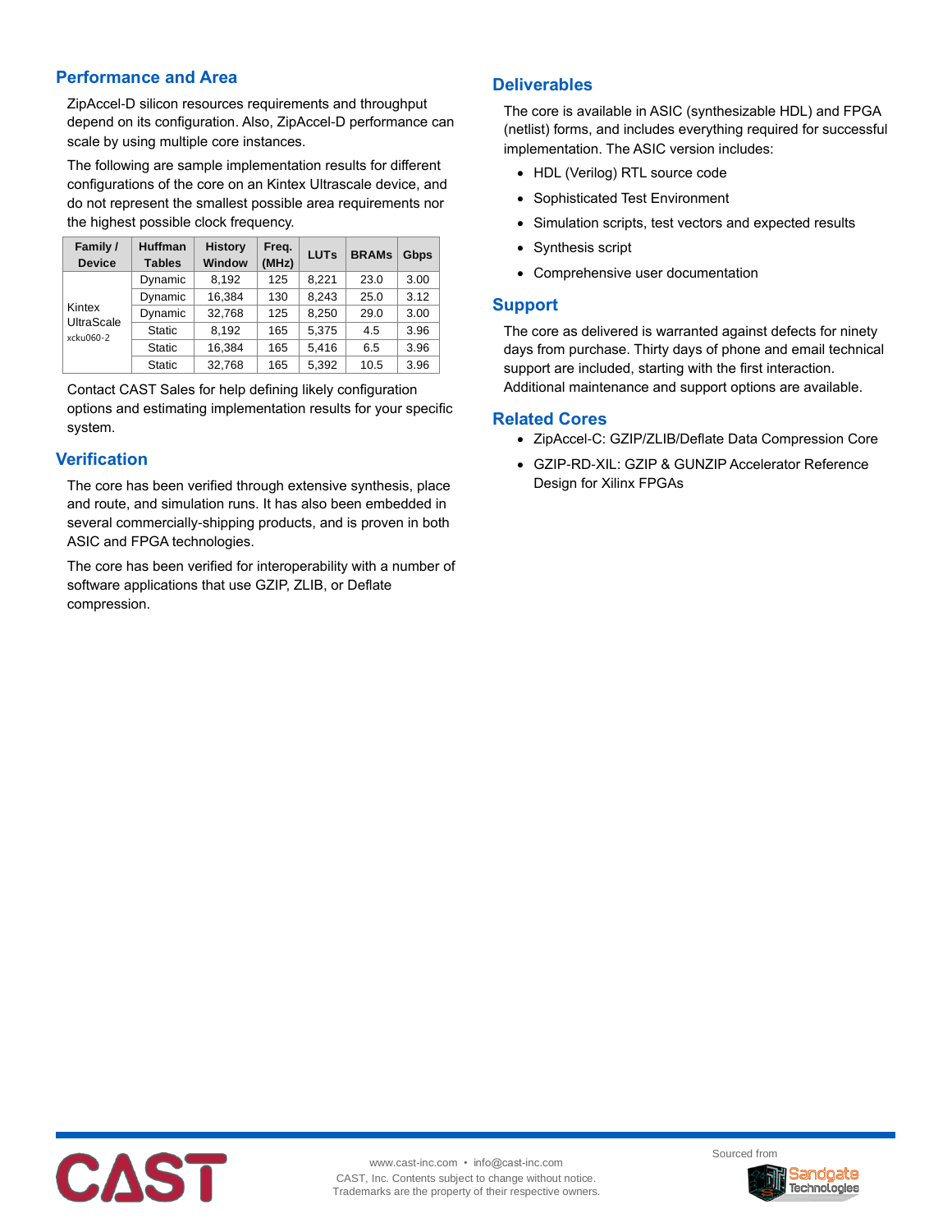## Performance and Area

ZipAccel-D silicon resources requirements and throughput depend on its configuration. Also, ZipAccel-D performance can scale by using multiple core instances.

The following are sample implementation results for different configurations of the core on an Kintex Ultrascale device, and do not represent the smallest possible area requirements nor the highest possible clock frequency.

| Family / Device | Huffman Tables | History Window | Freq. (MHz) | LUTs | BRAMs | Gbps |
|---|---|---|---|---|---|---|
| Kintex UltraScale xcku060-2 | Dynamic | 8,192 | 125 | 8,221 | 23.0 | 3.00 |
| | Dynamic | 16,384 | 130 | 8,243 | 25.0 | 3.12 |
| | Dynamic | 32,768 | 125 | 8,250 | 29.0 | 3.00 |
| | Static | 8,192 | 165 | 5,375 | 4.5 | 3.96 |
| | Static | 16,384 | 165 | 5,416 | 6.5 | 3.96 |
| | Static | 32,768 | 165 | 5,392 | 10.5 | 3.96 |

Contact CAST Sales for help defining likely configuration options and estimating implementation results for your specific system.

## Verification

The core has been verified through extensive synthesis, place and route, and simulation runs. It has also been embedded in several commercially-shipping products, and is proven in both ASIC and FPGA technologies.

The core has been verified for interoperability with a number of software applications that use GZIP, ZLIB, or Deflate compression.

## Deliverables

The core is available in ASIC (synthesizable HDL) and FPGA (netlist) forms, and includes everything required for successful implementation. The ASIC version includes:

- HDL (Verilog) RTL source code
- Sophisticated Test Environment
- Simulation scripts, test vectors and expected results
- Synthesis script
- Comprehensive user documentation

## Support

The core as delivered is warranted against defects for ninety days from purchase. Thirty days of phone and email technical support are included, starting with the first interaction. Additional maintenance and support options are available.

## Related Cores

- ZipAccel-C: GZIP/ZLIB/Deflate Data Compression Core
- GZIP-RD-XIL: GZIP & GUNZIP Accelerator Reference Design for Xilinx FPGAs

www.cast-inc.com • info@cast-inc.com
CAST, Inc. Contents subject to change without notice.
Trademarks are the property of their respective owners.

Sourced from Sandgate Technologies